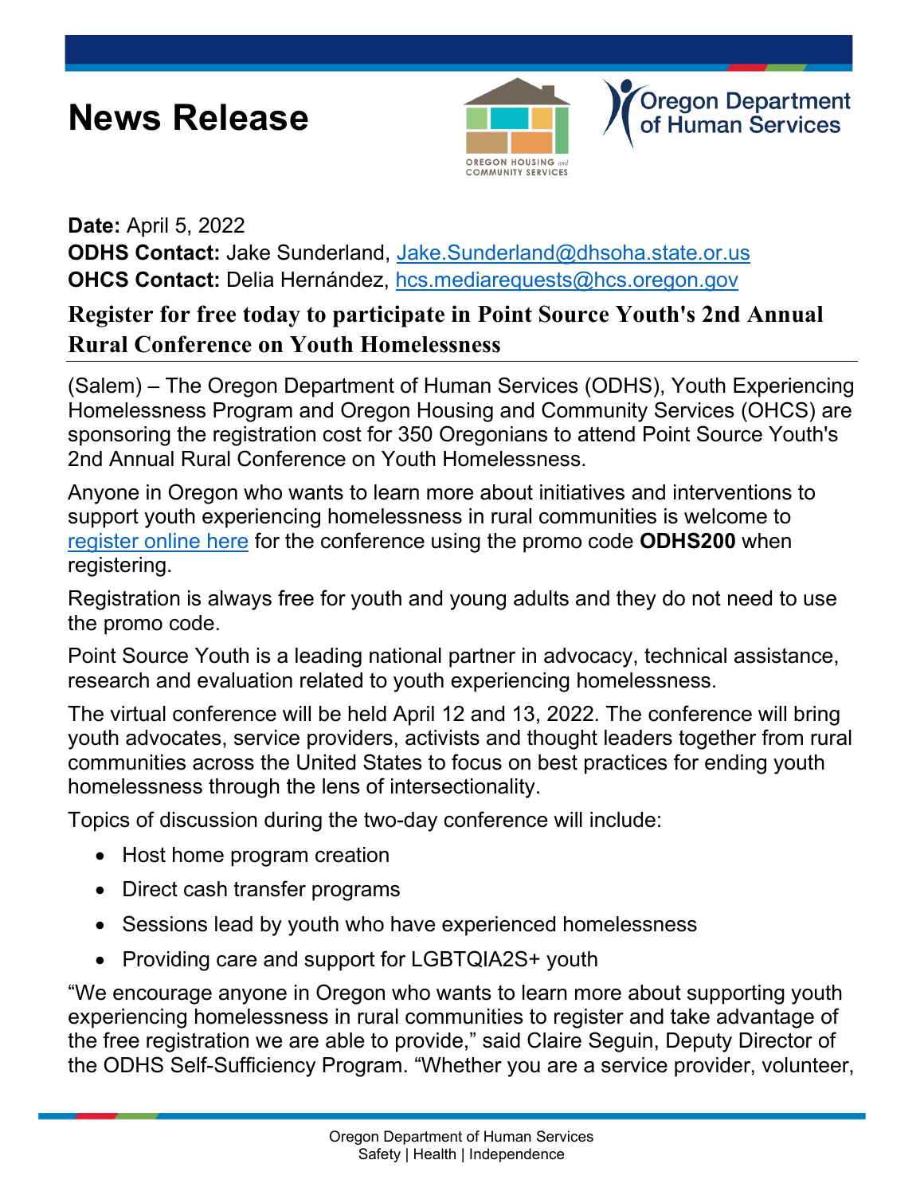# News Release

**Date:** April 5, 2022
**ODHS Contact:** Jake Sunderland, Jake.Sunderland@dhsoha.state.or.us
**OHCS Contact:** Delia Hernández, hcs.mediarequests@hcs.oregon.gov

## Register for free today to participate in Point Source Youth's 2nd Annual Rural Conference on Youth Homelessness

(Salem) – The Oregon Department of Human Services (ODHS), Youth Experiencing Homelessness Program and Oregon Housing and Community Services (OHCS) are sponsoring the registration cost for 350 Oregonians to attend Point Source Youth's 2nd Annual Rural Conference on Youth Homelessness.

Anyone in Oregon who wants to learn more about initiatives and interventions to support youth experiencing homelessness in rural communities is welcome to register online here for the conference using the promo code **ODHS200** when registering.

Registration is always free for youth and young adults and they do not need to use the promo code.

Point Source Youth is a leading national partner in advocacy, technical assistance, research and evaluation related to youth experiencing homelessness.

The virtual conference will be held April 12 and 13, 2022. The conference will bring youth advocates, service providers, activists and thought leaders together from rural communities across the United States to focus on best practices for ending youth homelessness through the lens of intersectionality.

Topics of discussion during the two-day conference will include:

- Host home program creation
- Direct cash transfer programs
- Sessions lead by youth who have experienced homelessness
- Providing care and support for LGBTQIA2S+ youth

"We encourage anyone in Oregon who wants to learn more about supporting youth experiencing homelessness in rural communities to register and take advantage of the free registration we are able to provide," said Claire Seguin, Deputy Director of the ODHS Self-Sufficiency Program. "Whether you are a service provider, volunteer,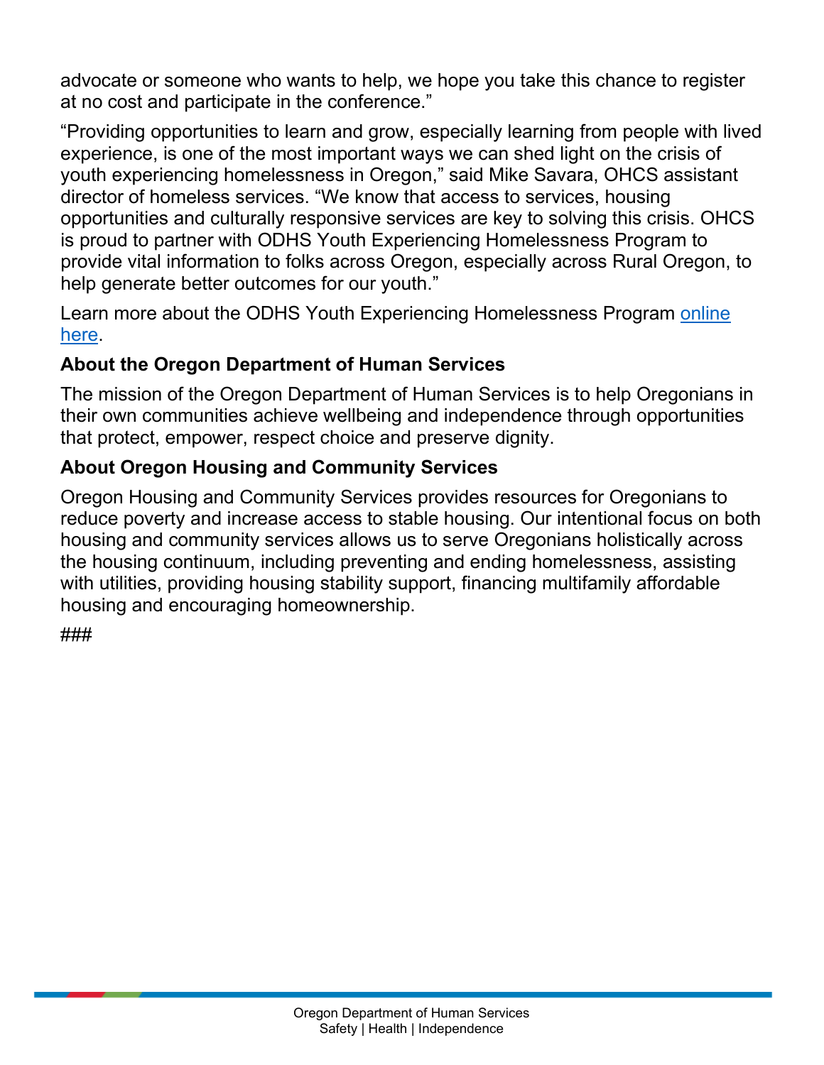advocate or someone who wants to help, we hope you take this chance to register at no cost and participate in the conference."

"Providing opportunities to learn and grow, especially learning from people with lived experience, is one of the most important ways we can shed light on the crisis of youth experiencing homelessness in Oregon," said Mike Savara, OHCS assistant director of homeless services. "We know that access to services, housing opportunities and culturally responsive services are key to solving this crisis. OHCS is proud to partner with ODHS Youth Experiencing Homelessness Program to provide vital information to folks across Oregon, especially across Rural Oregon, to help generate better outcomes for our youth."

Learn more about the ODHS Youth Experiencing Homelessness Program online here.

**About the Oregon Department of Human Services**

The mission of the Oregon Department of Human Services is to help Oregonians in their own communities achieve wellbeing and independence through opportunities that protect, empower, respect choice and preserve dignity.

**About Oregon Housing and Community Services**

Oregon Housing and Community Services provides resources for Oregonians to reduce poverty and increase access to stable housing. Our intentional focus on both housing and community services allows us to serve Oregonians holistically across the housing continuum, including preventing and ending homelessness, assisting with utilities, providing housing stability support, financing multifamily affordable housing and encouraging homeownership.

###